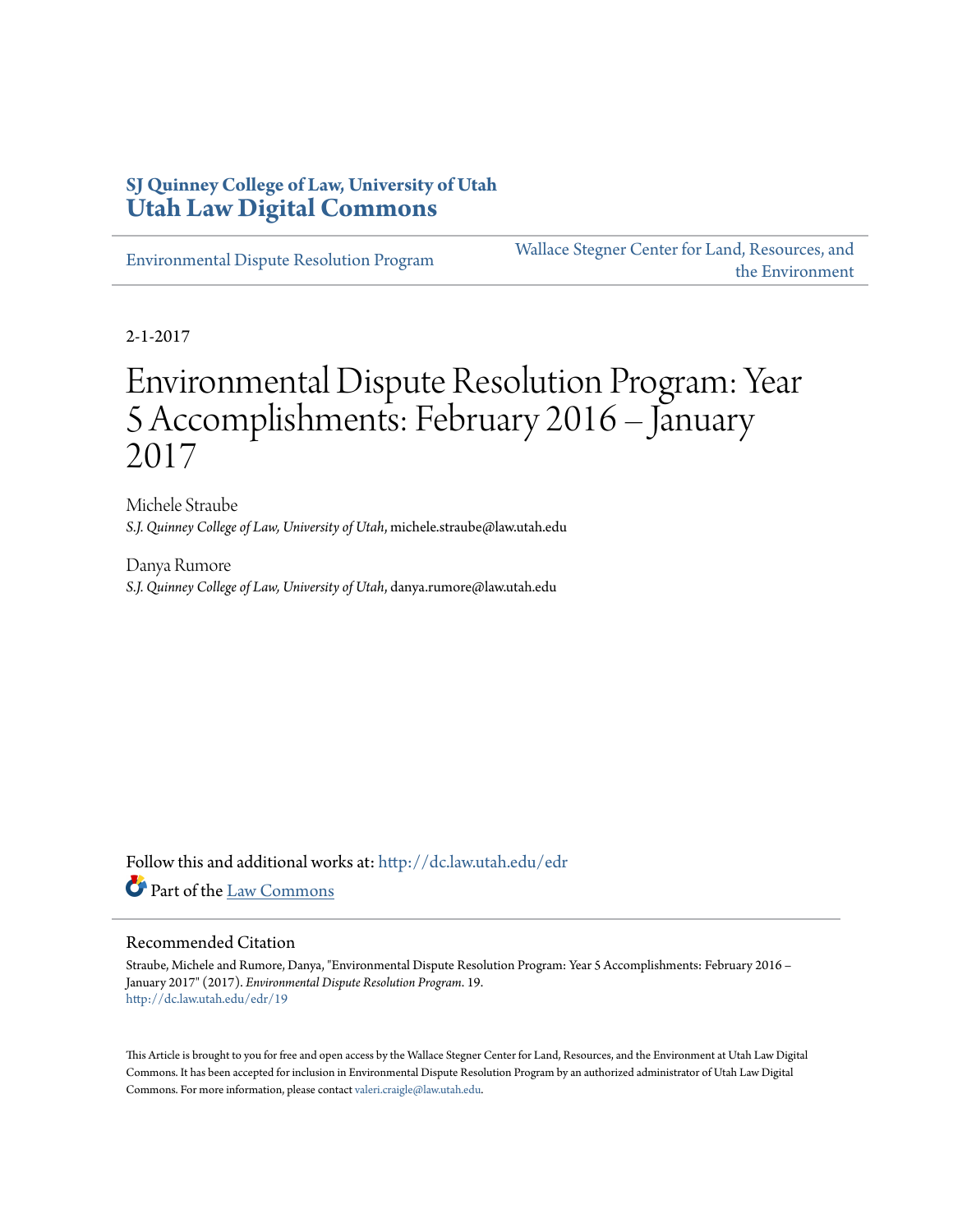**SJ Quinney College of Law, University of Utah**
**Utah Law Digital Commons**

Environmental Dispute Resolution Program

Wallace Stegner Center for Land, Resources, and the Environment

2-1-2017

# Environmental Dispute Resolution Program: Year 5 Accomplishments: February 2016 – January 2017

Michele Straube
*S.J. Quinney College of Law, University of Utah*, michele.straube@law.utah.edu

Danya Rumore
*S.J. Quinney College of Law, University of Utah*, danya.rumore@law.utah.edu

Follow this and additional works at: http://dc.law.utah.edu/edr

Part of the Law Commons

## Recommended Citation

Straube, Michele and Rumore, Danya, "Environmental Dispute Resolution Program: Year 5 Accomplishments: February 2016 – January 2017" (2017). *Environmental Dispute Resolution Program*. 19.
http://dc.law.utah.edu/edr/19

This Article is brought to you for free and open access by the Wallace Stegner Center for Land, Resources, and the Environment at Utah Law Digital Commons. It has been accepted for inclusion in Environmental Dispute Resolution Program by an authorized administrator of Utah Law Digital Commons. For more information, please contact valeri.craigle@law.utah.edu.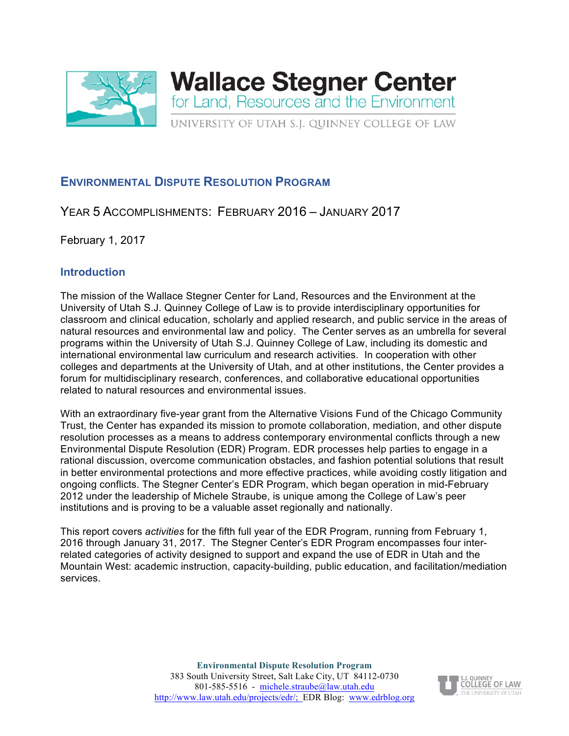**Wallace Stegner Center**
for Land, Resources and the Environment
UNIVERSITY OF UTAH S.J. QUINNEY COLLEGE OF LAW

## ENVIRONMENTAL DISPUTE RESOLUTION PROGRAM

YEAR 5 ACCOMPLISHMENTS: FEBRUARY 2016 – JANUARY 2017

February 1, 2017

### Introduction

The mission of the Wallace Stegner Center for Land, Resources and the Environment at the University of Utah S.J. Quinney College of Law is to provide interdisciplinary opportunities for classroom and clinical education, scholarly and applied research, and public service in the areas of natural resources and environmental law and policy. The Center serves as an umbrella for several programs within the University of Utah S.J. Quinney College of Law, including its domestic and international environmental law curriculum and research activities. In cooperation with other colleges and departments at the University of Utah, and at other institutions, the Center provides a forum for multidisciplinary research, conferences, and collaborative educational opportunities related to natural resources and environmental issues.

With an extraordinary five-year grant from the Alternative Visions Fund of the Chicago Community Trust, the Center has expanded its mission to promote collaboration, mediation, and other dispute resolution processes as a means to address contemporary environmental conflicts through a new Environmental Dispute Resolution (EDR) Program. EDR processes help parties to engage in a rational discussion, overcome communication obstacles, and fashion potential solutions that result in better environmental protections and more effective practices, while avoiding costly litigation and ongoing conflicts. The Stegner Center's EDR Program, which began operation in mid-February 2012 under the leadership of Michele Straube, is unique among the College of Law's peer institutions and is proving to be a valuable asset regionally and nationally.

This report covers *activities* for the fifth full year of the EDR Program, running from February 1, 2016 through January 31, 2017. The Stegner Center's EDR Program encompasses four inter-related categories of activity designed to support and expand the use of EDR in Utah and the Mountain West: academic instruction, capacity-building, public education, and facilitation/mediation services.

**Environmental Dispute Resolution Program**
383 South University Street, Salt Lake City, UT 84112-0730
801-585-5516 - michele.straube@law.utah.edu
http://www.law.utah.edu/projects/edr/; EDR Blog: www.edrblog.org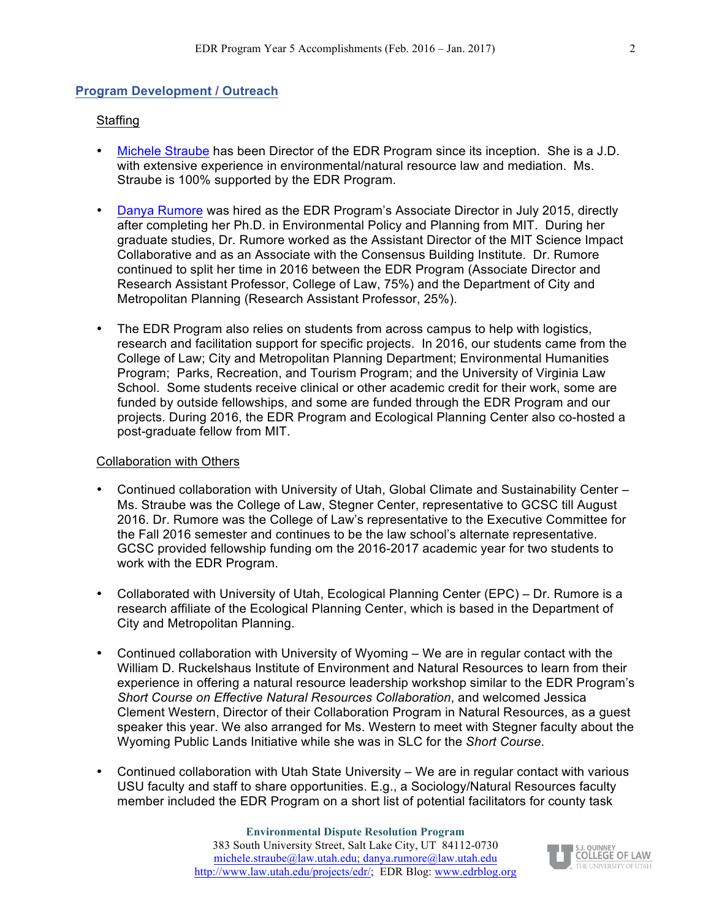## Program Development / Outreach

### Staffing

- Michele Straube has been Director of the EDR Program since its inception. She is a J.D. with extensive experience in environmental/natural resource law and mediation. Ms. Straube is 100% supported by the EDR Program.
- Danya Rumore was hired as the EDR Program's Associate Director in July 2015, directly after completing her Ph.D. in Environmental Policy and Planning from MIT. During her graduate studies, Dr. Rumore worked as the Assistant Director of the MIT Science Impact Collaborative and as an Associate with the Consensus Building Institute. Dr. Rumore continued to split her time in 2016 between the EDR Program (Associate Director and Research Assistant Professor, College of Law, 75%) and the Department of City and Metropolitan Planning (Research Assistant Professor, 25%).
- The EDR Program also relies on students from across campus to help with logistics, research and facilitation support for specific projects. In 2016, our students came from the College of Law; City and Metropolitan Planning Department; Environmental Humanities Program; Parks, Recreation, and Tourism Program; and the University of Virginia Law School. Some students receive clinical or other academic credit for their work, some are funded by outside fellowships, and some are funded through the EDR Program and our projects. During 2016, the EDR Program and Ecological Planning Center also co-hosted a post-graduate fellow from MIT.

### Collaboration with Others

- Continued collaboration with University of Utah, Global Climate and Sustainability Center – Ms. Straube was the College of Law, Stegner Center, representative to GCSC till August 2016. Dr. Rumore was the College of Law's representative to the Executive Committee for the Fall 2016 semester and continues to be the law school's alternate representative. GCSC provided fellowship funding om the 2016-2017 academic year for two students to work with the EDR Program.
- Collaborated with University of Utah, Ecological Planning Center (EPC) – Dr. Rumore is a research affiliate of the Ecological Planning Center, which is based in the Department of City and Metropolitan Planning.
- Continued collaboration with University of Wyoming – We are in regular contact with the William D. Ruckelshaus Institute of Environment and Natural Resources to learn from their experience in offering a natural resource leadership workshop similar to the EDR Program's *Short Course on Effective Natural Resources Collaboration*, and welcomed Jessica Clement Western, Director of their Collaboration Program in Natural Resources, as a guest speaker this year. We also arranged for Ms. Western to meet with Stegner faculty about the Wyoming Public Lands Initiative while she was in SLC for the *Short Course*.
- Continued collaboration with Utah State University – We are in regular contact with various USU faculty and staff to share opportunities. E.g., a Sociology/Natural Resources faculty member included the EDR Program on a short list of potential facilitators for county task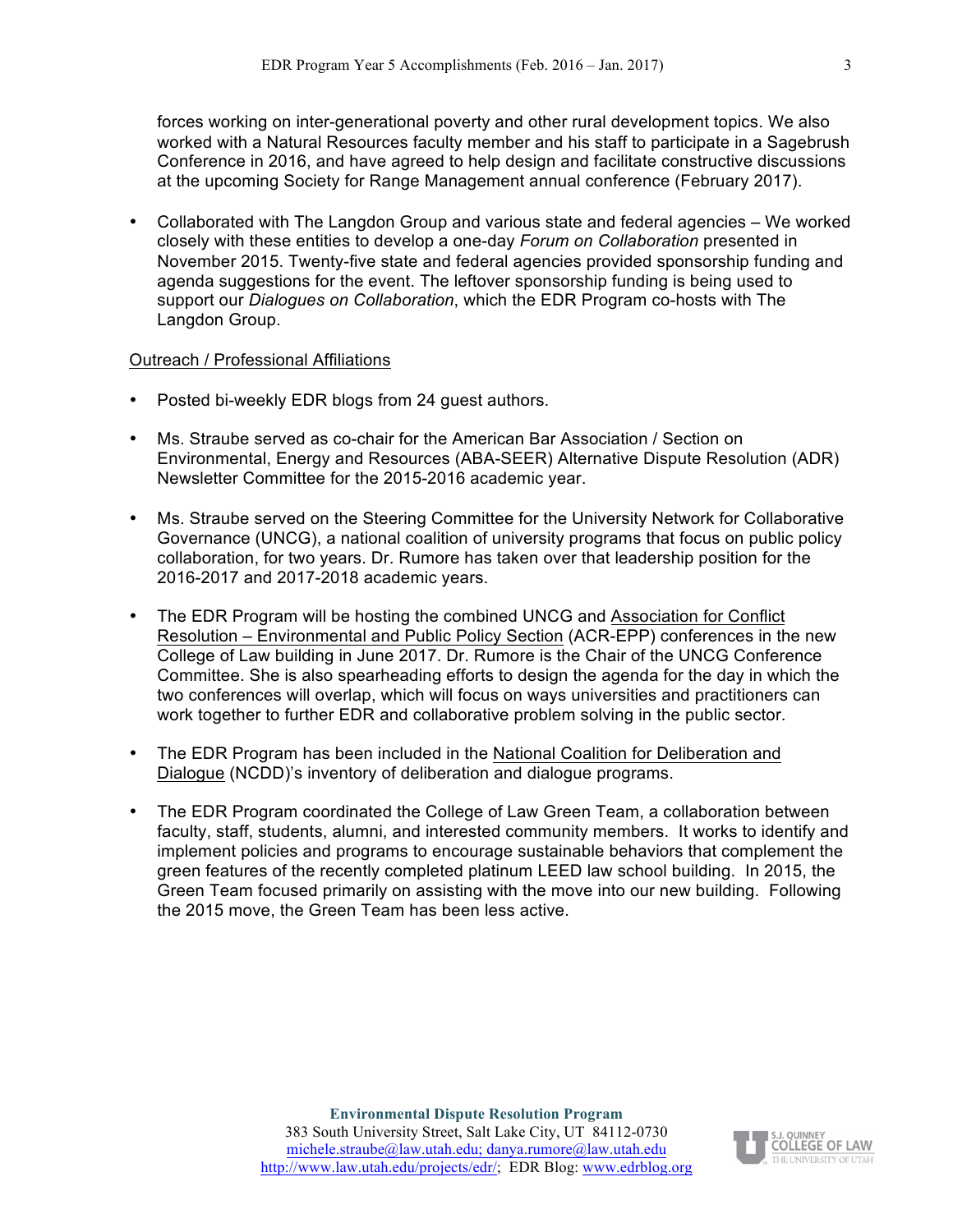forces working on inter-generational poverty and other rural development topics. We also worked with a Natural Resources faculty member and his staff to participate in a Sagebrush Conference in 2016, and have agreed to help design and facilitate constructive discussions at the upcoming Society for Range Management annual conference (February 2017).

- Collaborated with The Langdon Group and various state and federal agencies – We worked closely with these entities to develop a one-day *Forum on Collaboration* presented in November 2015. Twenty-five state and federal agencies provided sponsorship funding and agenda suggestions for the event. The leftover sponsorship funding is being used to support our *Dialogues on Collaboration*, which the EDR Program co-hosts with The Langdon Group.

Outreach / Professional Affiliations

- Posted bi-weekly EDR blogs from 24 guest authors.

- Ms. Straube served as co-chair for the American Bar Association / Section on Environmental, Energy and Resources (ABA-SEER) Alternative Dispute Resolution (ADR) Newsletter Committee for the 2015-2016 academic year.

- Ms. Straube served on the Steering Committee for the University Network for Collaborative Governance (UNCG), a national coalition of university programs that focus on public policy collaboration, for two years. Dr. Rumore has taken over that leadership position for the 2016-2017 and 2017-2018 academic years.

- The EDR Program will be hosting the combined UNCG and Association for Conflict Resolution – Environmental and Public Policy Section (ACR-EPP) conferences in the new College of Law building in June 2017. Dr. Rumore is the Chair of the UNCG Conference Committee. She is also spearheading efforts to design the agenda for the day in which the two conferences will overlap, which will focus on ways universities and practitioners can work together to further EDR and collaborative problem solving in the public sector.

- The EDR Program has been included in the National Coalition for Deliberation and Dialogue (NCDD)'s inventory of deliberation and dialogue programs.

- The EDR Program coordinated the College of Law Green Team, a collaboration between faculty, staff, students, alumni, and interested community members. It works to identify and implement policies and programs to encourage sustainable behaviors that complement the green features of the recently completed platinum LEED law school building. In 2015, the Green Team focused primarily on assisting with the move into our new building. Following the 2015 move, the Green Team has been less active.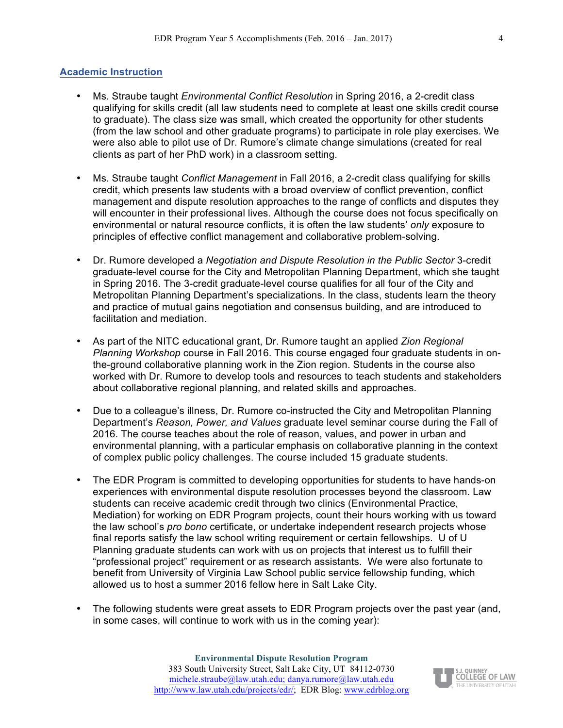## Academic Instruction

- Ms. Straube taught *Environmental Conflict Resolution* in Spring 2016, a 2-credit class qualifying for skills credit (all law students need to complete at least one skills credit course to graduate). The class size was small, which created the opportunity for other students (from the law school and other graduate programs) to participate in role play exercises. We were also able to pilot use of Dr. Rumore's climate change simulations (created for real clients as part of her PhD work) in a classroom setting.

- Ms. Straube taught *Conflict Management* in Fall 2016, a 2-credit class qualifying for skills credit, which presents law students with a broad overview of conflict prevention, conflict management and dispute resolution approaches to the range of conflicts and disputes they will encounter in their professional lives. Although the course does not focus specifically on environmental or natural resource conflicts, it is often the law students' *only* exposure to principles of effective conflict management and collaborative problem-solving.

- Dr. Rumore developed a *Negotiation and Dispute Resolution in the Public Sector* 3-credit graduate-level course for the City and Metropolitan Planning Department, which she taught in Spring 2016. The 3-credit graduate-level course qualifies for all four of the City and Metropolitan Planning Department's specializations. In the class, students learn the theory and practice of mutual gains negotiation and consensus building, and are introduced to facilitation and mediation.

- As part of the NITC educational grant, Dr. Rumore taught an applied *Zion Regional Planning Workshop* course in Fall 2016. This course engaged four graduate students in on-the-ground collaborative planning work in the Zion region. Students in the course also worked with Dr. Rumore to develop tools and resources to teach students and stakeholders about collaborative regional planning, and related skills and approaches.

- Due to a colleague's illness, Dr. Rumore co-instructed the City and Metropolitan Planning Department's *Reason, Power, and Values* graduate level seminar course during the Fall of 2016. The course teaches about the role of reason, values, and power in urban and environmental planning, with a particular emphasis on collaborative planning in the context of complex public policy challenges. The course included 15 graduate students.

- The EDR Program is committed to developing opportunities for students to have hands-on experiences with environmental dispute resolution processes beyond the classroom. Law students can receive academic credit through two clinics (Environmental Practice, Mediation) for working on EDR Program projects, count their hours working with us toward the law school's *pro bono* certificate, or undertake independent research projects whose final reports satisfy the law school writing requirement or certain fellowships. U of U Planning graduate students can work with us on projects that interest us to fulfill their "professional project" requirement or as research assistants. We were also fortunate to benefit from University of Virginia Law School public service fellowship funding, which allowed us to host a summer 2016 fellow here in Salt Lake City.

- The following students were great assets to EDR Program projects over the past year (and, in some cases, will continue to work with us in the coming year):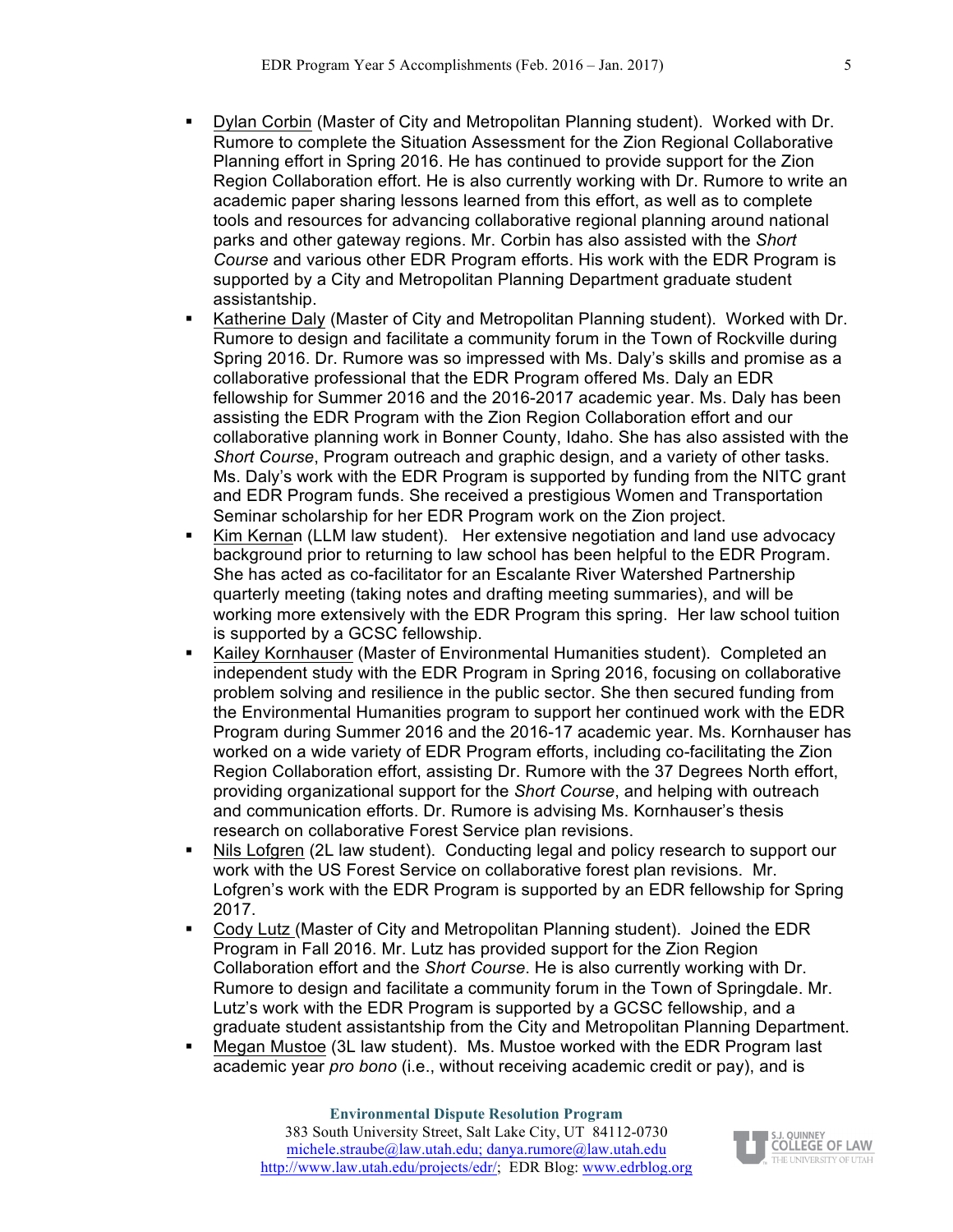- Dylan Corbin (Master of City and Metropolitan Planning student). Worked with Dr. Rumore to complete the Situation Assessment for the Zion Regional Collaborative Planning effort in Spring 2016. He has continued to provide support for the Zion Region Collaboration effort. He is also currently working with Dr. Rumore to write an academic paper sharing lessons learned from this effort, as well as to complete tools and resources for advancing collaborative regional planning around national parks and other gateway regions. Mr. Corbin has also assisted with the *Short Course* and various other EDR Program efforts. His work with the EDR Program is supported by a City and Metropolitan Planning Department graduate student assistantship.
- Katherine Daly (Master of City and Metropolitan Planning student). Worked with Dr. Rumore to design and facilitate a community forum in the Town of Rockville during Spring 2016. Dr. Rumore was so impressed with Ms. Daly's skills and promise as a collaborative professional that the EDR Program offered Ms. Daly an EDR fellowship for Summer 2016 and the 2016-2017 academic year. Ms. Daly has been assisting the EDR Program with the Zion Region Collaboration effort and our collaborative planning work in Bonner County, Idaho. She has also assisted with the *Short Course*, Program outreach and graphic design, and a variety of other tasks. Ms. Daly's work with the EDR Program is supported by funding from the NITC grant and EDR Program funds. She received a prestigious Women and Transportation Seminar scholarship for her EDR Program work on the Zion project.
- Kim Kernan (LLM law student). Her extensive negotiation and land use advocacy background prior to returning to law school has been helpful to the EDR Program. She has acted as co-facilitator for an Escalante River Watershed Partnership quarterly meeting (taking notes and drafting meeting summaries), and will be working more extensively with the EDR Program this spring. Her law school tuition is supported by a GCSC fellowship.
- Kailey Kornhauser (Master of Environmental Humanities student). Completed an independent study with the EDR Program in Spring 2016, focusing on collaborative problem solving and resilience in the public sector. She then secured funding from the Environmental Humanities program to support her continued work with the EDR Program during Summer 2016 and the 2016-17 academic year. Ms. Kornhauser has worked on a wide variety of EDR Program efforts, including co-facilitating the Zion Region Collaboration effort, assisting Dr. Rumore with the 37 Degrees North effort, providing organizational support for the *Short Course*, and helping with outreach and communication efforts. Dr. Rumore is advising Ms. Kornhauser's thesis research on collaborative Forest Service plan revisions.
- Nils Lofgren (2L law student). Conducting legal and policy research to support our work with the US Forest Service on collaborative forest plan revisions. Mr. Lofgren's work with the EDR Program is supported by an EDR fellowship for Spring 2017.
- Cody Lutz (Master of City and Metropolitan Planning student). Joined the EDR Program in Fall 2016. Mr. Lutz has provided support for the Zion Region Collaboration effort and the *Short Course*. He is also currently working with Dr. Rumore to design and facilitate a community forum in the Town of Springdale. Mr. Lutz's work with the EDR Program is supported by a GCSC fellowship, and a graduate student assistantship from the City and Metropolitan Planning Department.
- Megan Mustoe (3L law student). Ms. Mustoe worked with the EDR Program last academic year *pro bono* (i.e., without receiving academic credit or pay), and is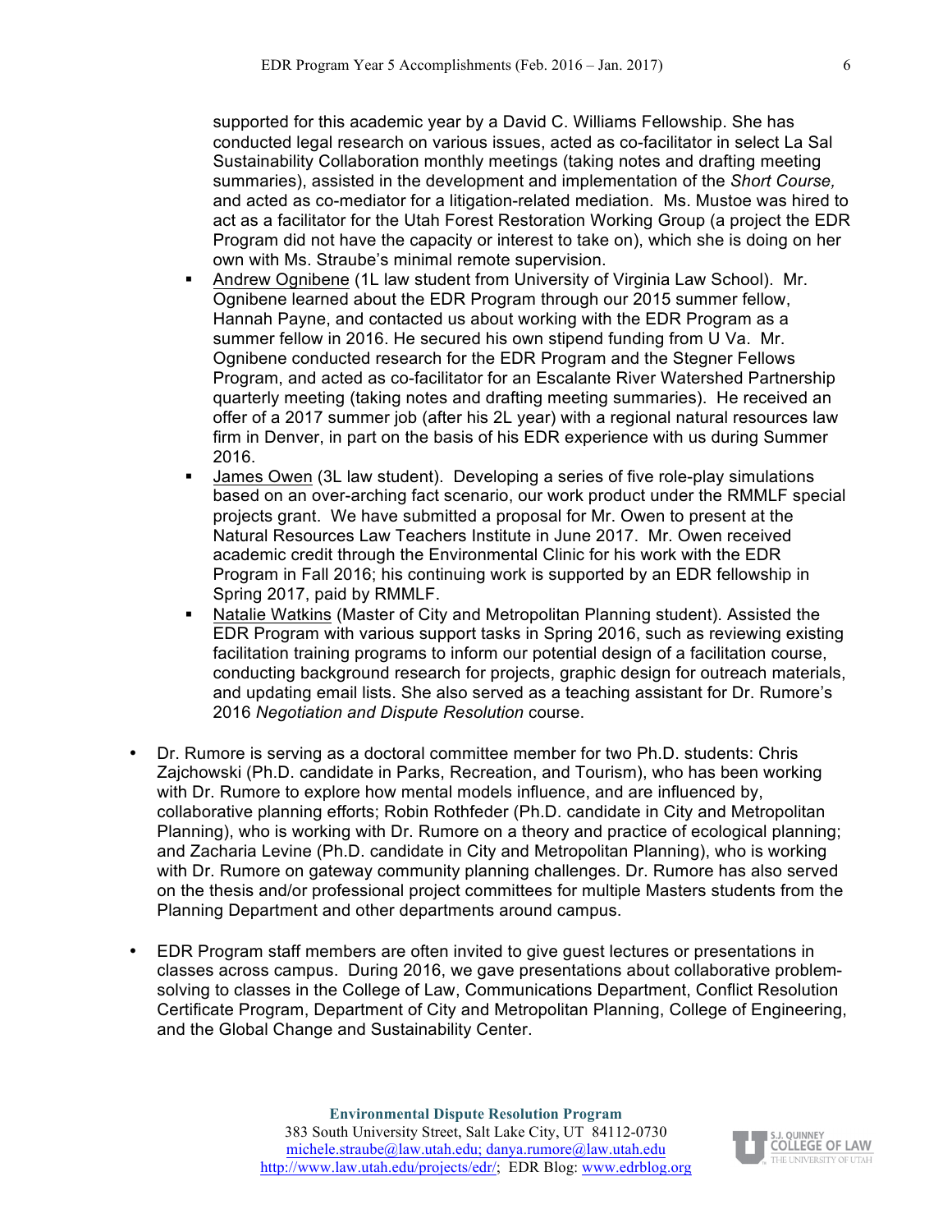supported for this academic year by a David C. Williams Fellowship. She has conducted legal research on various issues, acted as co-facilitator in select La Sal Sustainability Collaboration monthly meetings (taking notes and drafting meeting summaries), assisted in the development and implementation of the *Short Course,* and acted as co-mediator for a litigation-related mediation. Ms. Mustoe was hired to act as a facilitator for the Utah Forest Restoration Working Group (a project the EDR Program did not have the capacity or interest to take on), which she is doing on her own with Ms. Straube's minimal remote supervision.

- Andrew Ognibene (1L law student from University of Virginia Law School). Mr. Ognibene learned about the EDR Program through our 2015 summer fellow, Hannah Payne, and contacted us about working with the EDR Program as a summer fellow in 2016. He secured his own stipend funding from U Va. Mr. Ognibene conducted research for the EDR Program and the Stegner Fellows Program, and acted as co-facilitator for an Escalante River Watershed Partnership quarterly meeting (taking notes and drafting meeting summaries). He received an offer of a 2017 summer job (after his 2L year) with a regional natural resources law firm in Denver, in part on the basis of his EDR experience with us during Summer 2016.
- James Owen (3L law student). Developing a series of five role-play simulations based on an over-arching fact scenario, our work product under the RMMLF special projects grant. We have submitted a proposal for Mr. Owen to present at the Natural Resources Law Teachers Institute in June 2017. Mr. Owen received academic credit through the Environmental Clinic for his work with the EDR Program in Fall 2016; his continuing work is supported by an EDR fellowship in Spring 2017, paid by RMMLF.
- Natalie Watkins (Master of City and Metropolitan Planning student). Assisted the EDR Program with various support tasks in Spring 2016, such as reviewing existing facilitation training programs to inform our potential design of a facilitation course, conducting background research for projects, graphic design for outreach materials, and updating email lists. She also served as a teaching assistant for Dr. Rumore's 2016 *Negotiation and Dispute Resolution* course.

- Dr. Rumore is serving as a doctoral committee member for two Ph.D. students: Chris Zajchowski (Ph.D. candidate in Parks, Recreation, and Tourism), who has been working with Dr. Rumore to explore how mental models influence, and are influenced by, collaborative planning efforts; Robin Rothfeder (Ph.D. candidate in City and Metropolitan Planning), who is working with Dr. Rumore on a theory and practice of ecological planning; and Zacharia Levine (Ph.D. candidate in City and Metropolitan Planning), who is working with Dr. Rumore on gateway community planning challenges. Dr. Rumore has also served on the thesis and/or professional project committees for multiple Masters students from the Planning Department and other departments around campus.

- EDR Program staff members are often invited to give guest lectures or presentations in classes across campus. During 2016, we gave presentations about collaborative problem-solving to classes in the College of Law, Communications Department, Conflict Resolution Certificate Program, Department of City and Metropolitan Planning, College of Engineering, and the Global Change and Sustainability Center.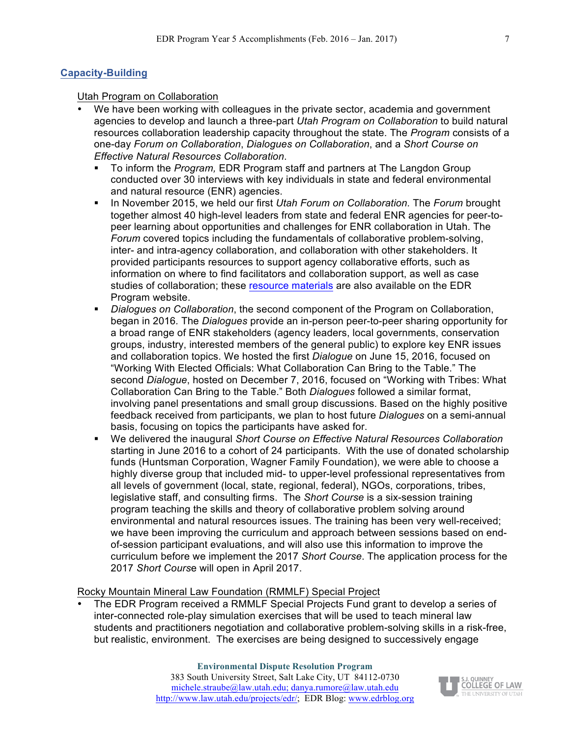## Capacity-Building

Utah Program on Collaboration

- We have been working with colleagues in the private sector, academia and government agencies to develop and launch a three-part *Utah Program on Collaboration* to build natural resources collaboration leadership capacity throughout the state. The *Program* consists of a one-day *Forum on Collaboration*, *Dialogues on Collaboration*, and a *Short Course on Effective Natural Resources Collaboration*.
  - To inform the *Program,* EDR Program staff and partners at The Langdon Group conducted over 30 interviews with key individuals in state and federal environmental and natural resource (ENR) agencies.
  - In November 2015, we held our first *Utah Forum on Collaboration.* The *Forum* brought together almost 40 high-level leaders from state and federal ENR agencies for peer-to-peer learning about opportunities and challenges for ENR collaboration in Utah. The *Forum* covered topics including the fundamentals of collaborative problem-solving, inter- and intra-agency collaboration, and collaboration with other stakeholders. It provided participants resources to support agency collaborative efforts, such as information on where to find facilitators and collaboration support, as well as case studies of collaboration; these resource materials are also available on the EDR Program website.
  - *Dialogues on Collaboration*, the second component of the Program on Collaboration, began in 2016. The *Dialogues* provide an in-person peer-to-peer sharing opportunity for a broad range of ENR stakeholders (agency leaders, local governments, conservation groups, industry, interested members of the general public) to explore key ENR issues and collaboration topics. We hosted the first *Dialogue* on June 15, 2016, focused on "Working With Elected Officials: What Collaboration Can Bring to the Table." The second *Dialogue*, hosted on December 7, 2016, focused on "Working with Tribes: What Collaboration Can Bring to the Table." Both *Dialogues* followed a similar format, involving panel presentations and small group discussions. Based on the highly positive feedback received from participants, we plan to host future *Dialogues* on a semi-annual basis, focusing on topics the participants have asked for.
  - We delivered the inaugural *Short Course on Effective Natural Resources Collaboration* starting in June 2016 to a cohort of 24 participants. With the use of donated scholarship funds (Huntsman Corporation, Wagner Family Foundation), we were able to choose a highly diverse group that included mid- to upper-level professional representatives from all levels of government (local, state, regional, federal), NGOs, corporations, tribes, legislative staff, and consulting firms. The *Short Course* is a six-session training program teaching the skills and theory of collaborative problem solving around environmental and natural resources issues. The training has been very well-received; we have been improving the curriculum and approach between sessions based on end-of-session participant evaluations, and will also use this information to improve the curriculum before we implement the 2017 *Short Course*. The application process for the 2017 *Short Course* will open in April 2017.

Rocky Mountain Mineral Law Foundation (RMMLF) Special Project

- The EDR Program received a RMMLF Special Projects Fund grant to develop a series of inter-connected role-play simulation exercises that will be used to teach mineral law students and practitioners negotiation and collaborative problem-solving skills in a risk-free, but realistic, environment. The exercises are being designed to successively engage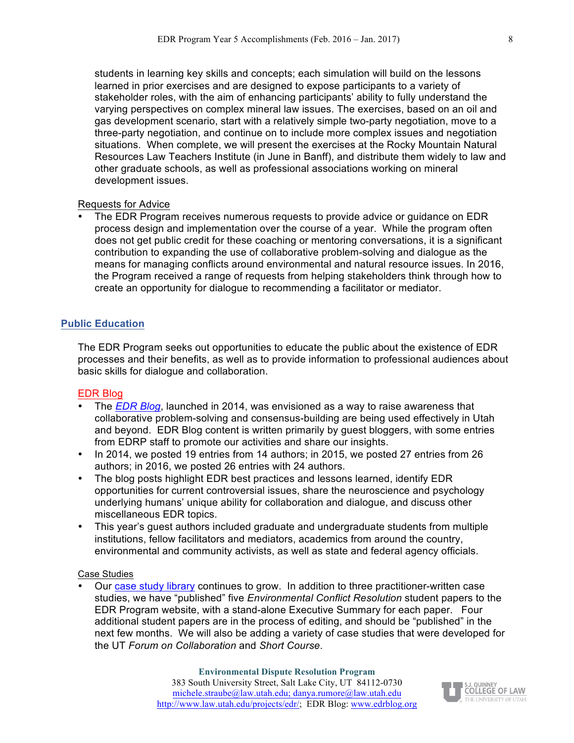students in learning key skills and concepts; each simulation will build on the lessons learned in prior exercises and are designed to expose participants to a variety of stakeholder roles, with the aim of enhancing participants' ability to fully understand the varying perspectives on complex mineral law issues. The exercises, based on an oil and gas development scenario, start with a relatively simple two-party negotiation, move to a three-party negotiation, and continue on to include more complex issues and negotiation situations. When complete, we will present the exercises at the Rocky Mountain Natural Resources Law Teachers Institute (in June in Banff), and distribute them widely to law and other graduate schools, as well as professional associations working on mineral development issues.

Requests for Advice

- The EDR Program receives numerous requests to provide advice or guidance on EDR process design and implementation over the course of a year. While the program often does not get public credit for these coaching or mentoring conversations, it is a significant contribution to expanding the use of collaborative problem-solving and dialogue as the means for managing conflicts around environmental and natural resource issues. In 2016, the Program received a range of requests from helping stakeholders think through how to create an opportunity for dialogue to recommending a facilitator or mediator.

## Public Education

The EDR Program seeks out opportunities to educate the public about the existence of EDR processes and their benefits, as well as to provide information to professional audiences about basic skills for dialogue and collaboration.

EDR Blog

- The *EDR Blog*, launched in 2014, was envisioned as a way to raise awareness that collaborative problem-solving and consensus-building are being used effectively in Utah and beyond. EDR Blog content is written primarily by guest bloggers, with some entries from EDRP staff to promote our activities and share our insights.
- In 2014, we posted 19 entries from 14 authors; in 2015, we posted 27 entries from 26 authors; in 2016, we posted 26 entries with 24 authors.
- The blog posts highlight EDR best practices and lessons learned, identify EDR opportunities for current controversial issues, share the neuroscience and psychology underlying humans' unique ability for collaboration and dialogue, and discuss other miscellaneous EDR topics.
- This year's guest authors included graduate and undergraduate students from multiple institutions, fellow facilitators and mediators, academics from around the country, environmental and community activists, as well as state and federal agency officials.

Case Studies

- Our case study library continues to grow. In addition to three practitioner-written case studies, we have "published" five *Environmental Conflict Resolution* student papers to the EDR Program website, with a stand-alone Executive Summary for each paper. Four additional student papers are in the process of editing, and should be "published" in the next few months. We will also be adding a variety of case studies that were developed for the UT *Forum on Collaboration* and *Short Course*.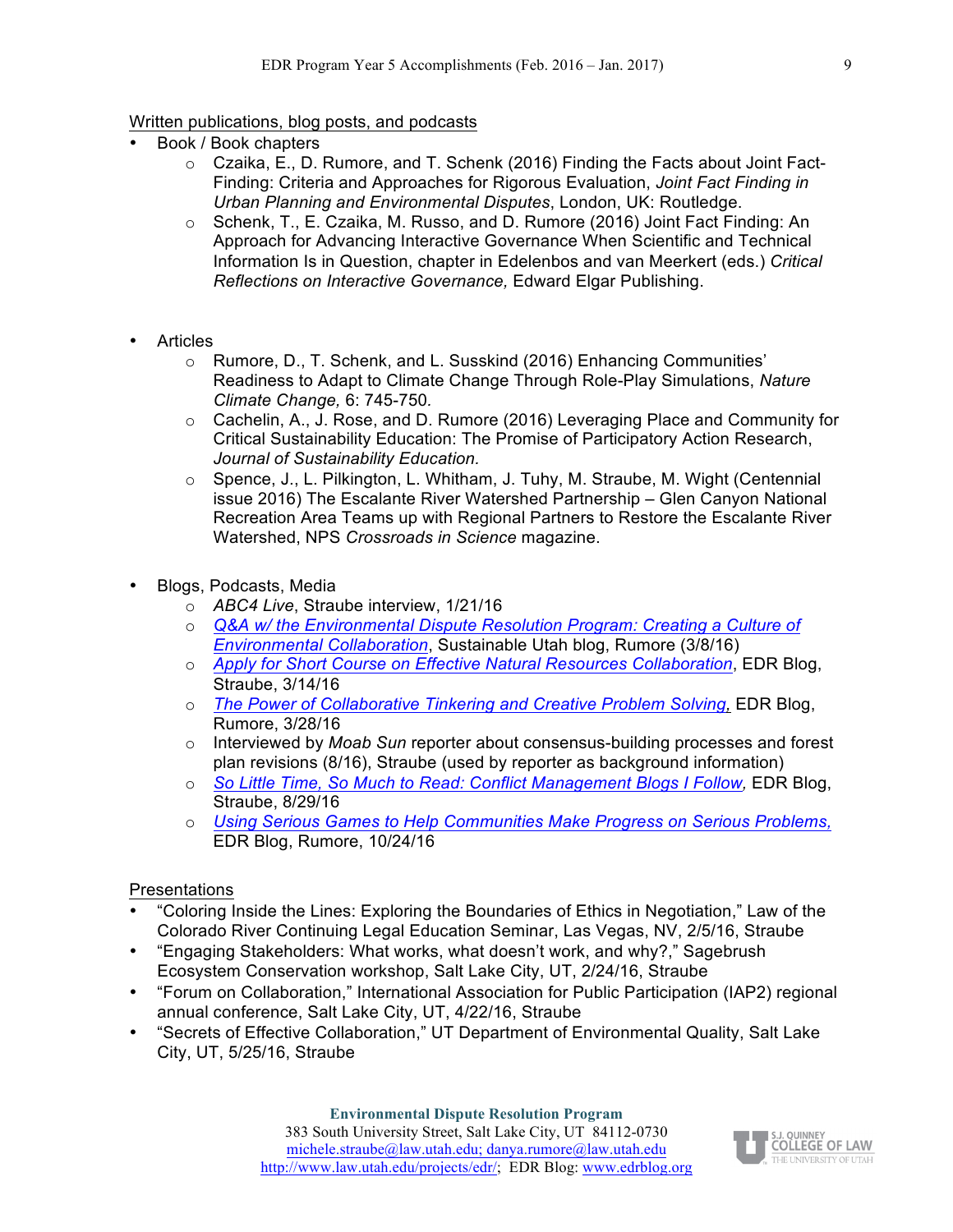Written publications, blog posts, and podcasts

- Book / Book chapters
    - Czaika, E., D. Rumore, and T. Schenk (2016) Finding the Facts about Joint Fact-Finding: Criteria and Approaches for Rigorous Evaluation, *Joint Fact Finding in Urban Planning and Environmental Disputes*, London, UK: Routledge.
    - Schenk, T., E. Czaika, M. Russo, and D. Rumore (2016) Joint Fact Finding: An Approach for Advancing Interactive Governance When Scientific and Technical Information Is in Question, chapter in Edelenbos and van Meerkert (eds.) *Critical Reflections on Interactive Governance,* Edward Elgar Publishing.

- Articles
    - Rumore, D., T. Schenk, and L. Susskind (2016) Enhancing Communities' Readiness to Adapt to Climate Change Through Role-Play Simulations, *Nature Climate Change,* 6: 745-750.
    - Cachelin, A., J. Rose, and D. Rumore (2016) Leveraging Place and Community for Critical Sustainability Education: The Promise of Participatory Action Research, *Journal of Sustainability Education.*
    - Spence, J., L. Pilkington, L. Whitham, J. Tuhy, M. Straube, M. Wight (Centennial issue 2016) The Escalante River Watershed Partnership – Glen Canyon National Recreation Area Teams up with Regional Partners to Restore the Escalante River Watershed, NPS *Crossroads in Science* magazine.

- Blogs, Podcasts, Media
    - *ABC4 Live*, Straube interview, 1/21/16
    - *Q&A w/ the Environmental Dispute Resolution Program: Creating a Culture of Environmental Collaboration*, Sustainable Utah blog, Rumore (3/8/16)
    - *Apply for Short Course on Effective Natural Resources Collaboration*, EDR Blog, Straube, 3/14/16
    - *The Power of Collaborative Tinkering and Creative Problem Solving,* EDR Blog, Rumore, 3/28/16
    - Interviewed by *Moab Sun* reporter about consensus-building processes and forest plan revisions (8/16), Straube (used by reporter as background information)
    - *So Little Time, So Much to Read: Conflict Management Blogs I Follow,* EDR Blog, Straube, 8/29/16
    - *Using Serious Games to Help Communities Make Progress on Serious Problems,* EDR Blog, Rumore, 10/24/16

Presentations

- "Coloring Inside the Lines: Exploring the Boundaries of Ethics in Negotiation," Law of the Colorado River Continuing Legal Education Seminar, Las Vegas, NV, 2/5/16, Straube
- "Engaging Stakeholders: What works, what doesn't work, and why?," Sagebrush Ecosystem Conservation workshop, Salt Lake City, UT, 2/24/16, Straube
- "Forum on Collaboration," International Association for Public Participation (IAP2) regional annual conference, Salt Lake City, UT, 4/22/16, Straube
- "Secrets of Effective Collaboration," UT Department of Environmental Quality, Salt Lake City, UT, 5/25/16, Straube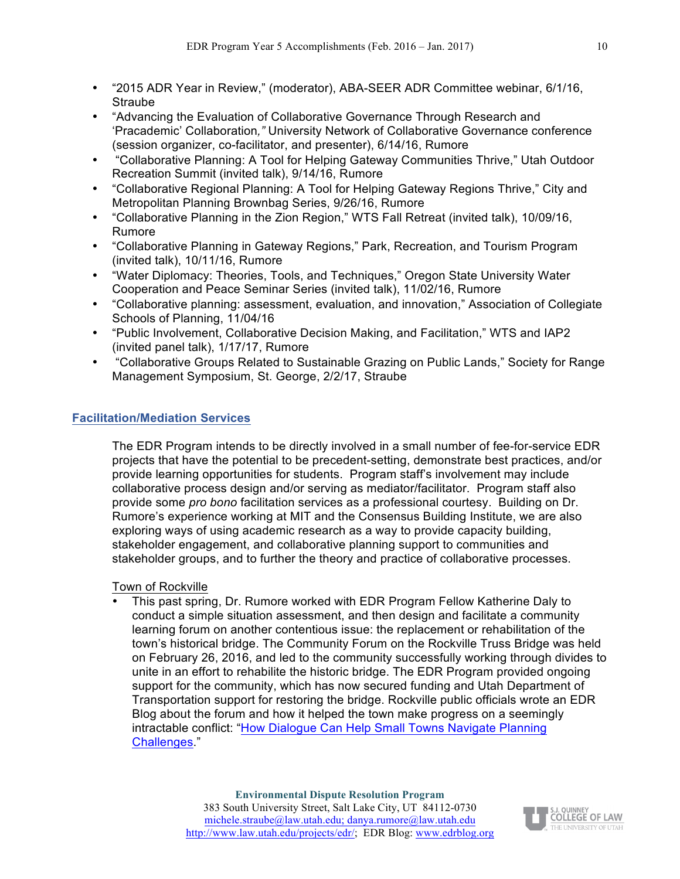- "2015 ADR Year in Review," (moderator), ABA-SEER ADR Committee webinar, 6/1/16, Straube
- "Advancing the Evaluation of Collaborative Governance Through Research and 'Pracademic' Collaboration*,"* University Network of Collaborative Governance conference (session organizer, co-facilitator, and presenter), 6/14/16, Rumore
- "Collaborative Planning: A Tool for Helping Gateway Communities Thrive," Utah Outdoor Recreation Summit (invited talk), 9/14/16, Rumore
- "Collaborative Regional Planning: A Tool for Helping Gateway Regions Thrive," City and Metropolitan Planning Brownbag Series, 9/26/16, Rumore
- "Collaborative Planning in the Zion Region," WTS Fall Retreat (invited talk), 10/09/16, Rumore
- "Collaborative Planning in Gateway Regions," Park, Recreation, and Tourism Program (invited talk), 10/11/16, Rumore
- "Water Diplomacy: Theories, Tools, and Techniques," Oregon State University Water Cooperation and Peace Seminar Series (invited talk), 11/02/16, Rumore
- "Collaborative planning: assessment, evaluation, and innovation," Association of Collegiate Schools of Planning, 11/04/16
- "Public Involvement, Collaborative Decision Making, and Facilitation," WTS and IAP2 (invited panel talk), 1/17/17, Rumore
- "Collaborative Groups Related to Sustainable Grazing on Public Lands," Society for Range Management Symposium, St. George, 2/2/17, Straube

## Facilitation/Mediation Services

The EDR Program intends to be directly involved in a small number of fee-for-service EDR projects that have the potential to be precedent-setting, demonstrate best practices, and/or provide learning opportunities for students. Program staff's involvement may include collaborative process design and/or serving as mediator/facilitator. Program staff also provide some *pro bono* facilitation services as a professional courtesy. Building on Dr. Rumore's experience working at MIT and the Consensus Building Institute, we are also exploring ways of using academic research as a way to provide capacity building, stakeholder engagement, and collaborative planning support to communities and stakeholder groups, and to further the theory and practice of collaborative processes.

Town of Rockville

- This past spring, Dr. Rumore worked with EDR Program Fellow Katherine Daly to conduct a simple situation assessment, and then design and facilitate a community learning forum on another contentious issue: the replacement or rehabilitation of the town's historical bridge. The Community Forum on the Rockville Truss Bridge was held on February 26, 2016, and led to the community successfully working through divides to unite in an effort to rehabilite the historic bridge. The EDR Program provided ongoing support for the community, which has now secured funding and Utah Department of Transportation support for restoring the bridge. Rockville public officials wrote an EDR Blog about the forum and how it helped the town make progress on a seemingly intractable conflict: "How Dialogue Can Help Small Towns Navigate Planning Challenges."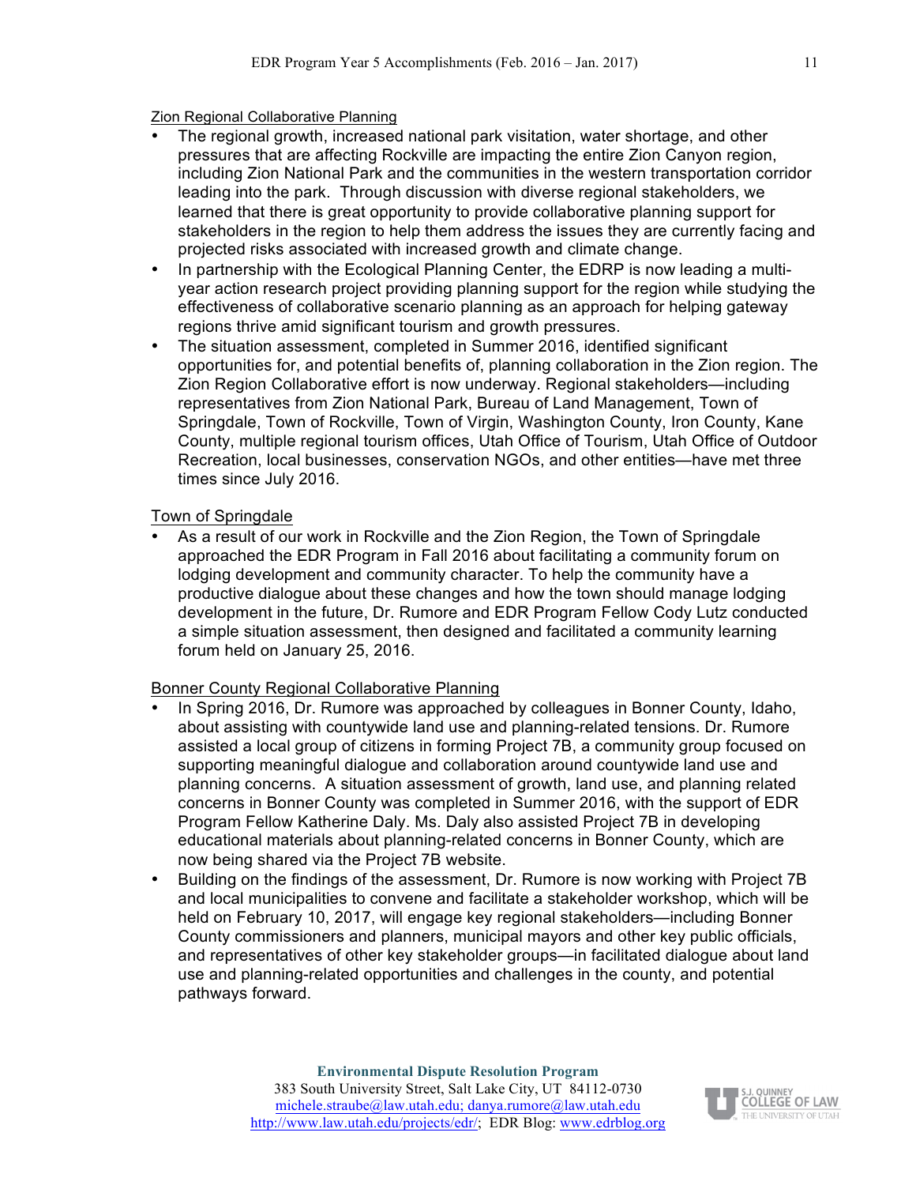Zion Regional Collaborative Planning

- The regional growth, increased national park visitation, water shortage, and other pressures that are affecting Rockville are impacting the entire Zion Canyon region, including Zion National Park and the communities in the western transportation corridor leading into the park. Through discussion with diverse regional stakeholders, we learned that there is great opportunity to provide collaborative planning support for stakeholders in the region to help them address the issues they are currently facing and projected risks associated with increased growth and climate change.
- In partnership with the Ecological Planning Center, the EDRP is now leading a multi-year action research project providing planning support for the region while studying the effectiveness of collaborative scenario planning as an approach for helping gateway regions thrive amid significant tourism and growth pressures.
- The situation assessment, completed in Summer 2016, identified significant opportunities for, and potential benefits of, planning collaboration in the Zion region. The Zion Region Collaborative effort is now underway. Regional stakeholders—including representatives from Zion National Park, Bureau of Land Management, Town of Springdale, Town of Rockville, Town of Virgin, Washington County, Iron County, Kane County, multiple regional tourism offices, Utah Office of Tourism, Utah Office of Outdoor Recreation, local businesses, conservation NGOs, and other entities—have met three times since July 2016.

Town of Springdale

- As a result of our work in Rockville and the Zion Region, the Town of Springdale approached the EDR Program in Fall 2016 about facilitating a community forum on lodging development and community character. To help the community have a productive dialogue about these changes and how the town should manage lodging development in the future, Dr. Rumore and EDR Program Fellow Cody Lutz conducted a simple situation assessment, then designed and facilitated a community learning forum held on January 25, 2016.

Bonner County Regional Collaborative Planning

- In Spring 2016, Dr. Rumore was approached by colleagues in Bonner County, Idaho, about assisting with countywide land use and planning-related tensions. Dr. Rumore assisted a local group of citizens in forming Project 7B, a community group focused on supporting meaningful dialogue and collaboration around countywide land use and planning concerns. A situation assessment of growth, land use, and planning related concerns in Bonner County was completed in Summer 2016, with the support of EDR Program Fellow Katherine Daly. Ms. Daly also assisted Project 7B in developing educational materials about planning-related concerns in Bonner County, which are now being shared via the Project 7B website.
- Building on the findings of the assessment, Dr. Rumore is now working with Project 7B and local municipalities to convene and facilitate a stakeholder workshop, which will be held on February 10, 2017, will engage key regional stakeholders—including Bonner County commissioners and planners, municipal mayors and other key public officials, and representatives of other key stakeholder groups—in facilitated dialogue about land use and planning-related opportunities and challenges in the county, and potential pathways forward.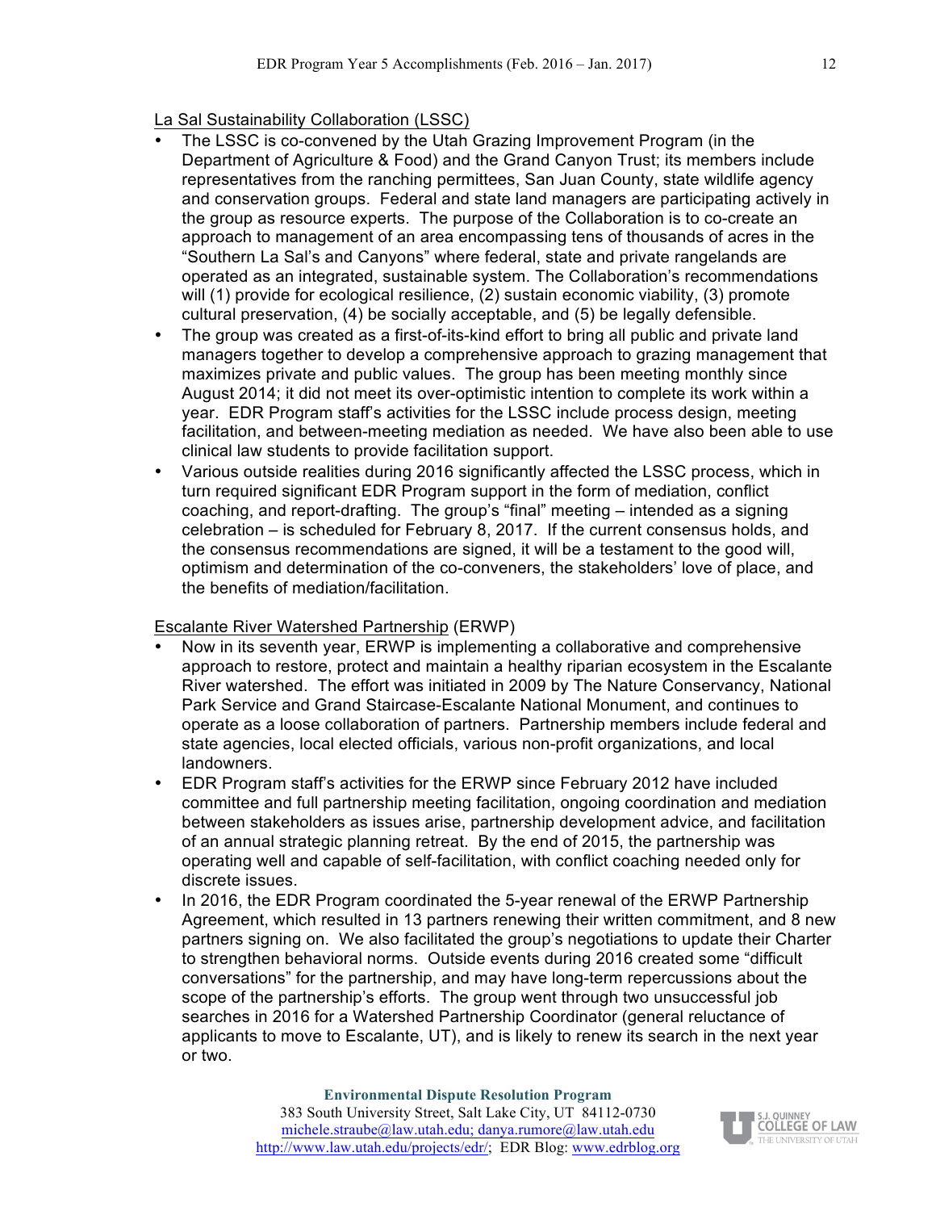La Sal Sustainability Collaboration (LSSC)

- The LSSC is co-convened by the Utah Grazing Improvement Program (in the Department of Agriculture & Food) and the Grand Canyon Trust; its members include representatives from the ranching permittees, San Juan County, state wildlife agency and conservation groups. Federal and state land managers are participating actively in the group as resource experts. The purpose of the Collaboration is to co-create an approach to management of an area encompassing tens of thousands of acres in the "Southern La Sal's and Canyons" where federal, state and private rangelands are operated as an integrated, sustainable system. The Collaboration's recommendations will (1) provide for ecological resilience, (2) sustain economic viability, (3) promote cultural preservation, (4) be socially acceptable, and (5) be legally defensible.
- The group was created as a first-of-its-kind effort to bring all public and private land managers together to develop a comprehensive approach to grazing management that maximizes private and public values. The group has been meeting monthly since August 2014; it did not meet its over-optimistic intention to complete its work within a year. EDR Program staff's activities for the LSSC include process design, meeting facilitation, and between-meeting mediation as needed. We have also been able to use clinical law students to provide facilitation support.
- Various outside realities during 2016 significantly affected the LSSC process, which in turn required significant EDR Program support in the form of mediation, conflict coaching, and report-drafting. The group's "final" meeting – intended as a signing celebration – is scheduled for February 8, 2017. If the current consensus holds, and the consensus recommendations are signed, it will be a testament to the good will, optimism and determination of the co-conveners, the stakeholders' love of place, and the benefits of mediation/facilitation.

Escalante River Watershed Partnership (ERWP)

- Now in its seventh year, ERWP is implementing a collaborative and comprehensive approach to restore, protect and maintain a healthy riparian ecosystem in the Escalante River watershed. The effort was initiated in 2009 by The Nature Conservancy, National Park Service and Grand Staircase-Escalante National Monument, and continues to operate as a loose collaboration of partners. Partnership members include federal and state agencies, local elected officials, various non-profit organizations, and local landowners.
- EDR Program staff's activities for the ERWP since February 2012 have included committee and full partnership meeting facilitation, ongoing coordination and mediation between stakeholders as issues arise, partnership development advice, and facilitation of an annual strategic planning retreat. By the end of 2015, the partnership was operating well and capable of self-facilitation, with conflict coaching needed only for discrete issues.
- In 2016, the EDR Program coordinated the 5-year renewal of the ERWP Partnership Agreement, which resulted in 13 partners renewing their written commitment, and 8 new partners signing on. We also facilitated the group's negotiations to update their Charter to strengthen behavioral norms. Outside events during 2016 created some "difficult conversations" for the partnership, and may have long-term repercussions about the scope of the partnership's efforts. The group went through two unsuccessful job searches in 2016 for a Watershed Partnership Coordinator (general reluctance of applicants to move to Escalante, UT), and is likely to renew its search in the next year or two.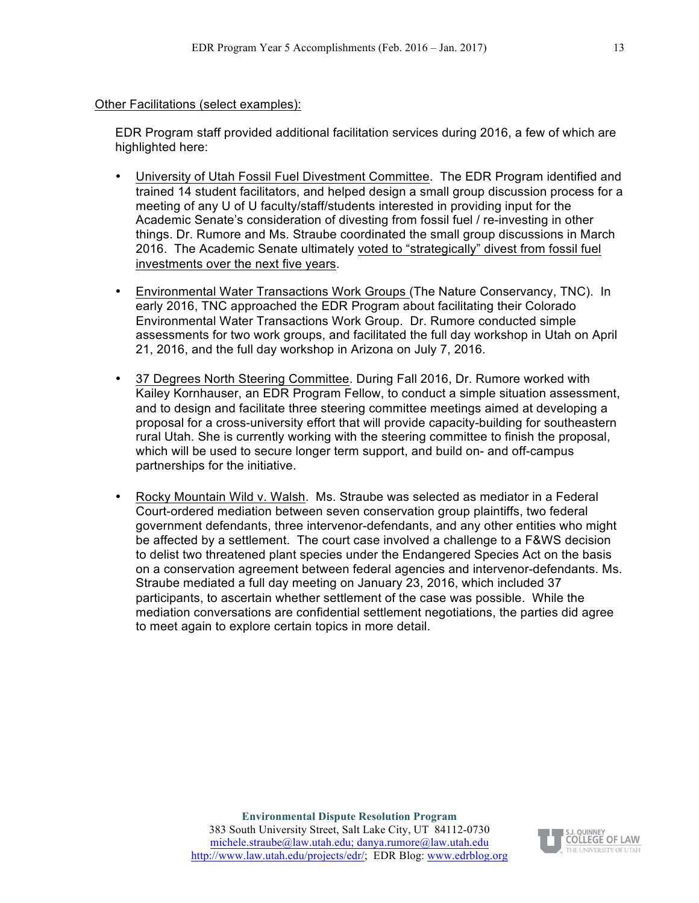Other Facilitations (select examples):

EDR Program staff provided additional facilitation services during 2016, a few of which are highlighted here:

- University of Utah Fossil Fuel Divestment Committee. The EDR Program identified and trained 14 student facilitators, and helped design a small group discussion process for a meeting of any U of U faculty/staff/students interested in providing input for the Academic Senate's consideration of divesting from fossil fuel / re-investing in other things. Dr. Rumore and Ms. Straube coordinated the small group discussions in March 2016. The Academic Senate ultimately voted to "strategically" divest from fossil fuel investments over the next five years.

- Environmental Water Transactions Work Groups (The Nature Conservancy, TNC). In early 2016, TNC approached the EDR Program about facilitating their Colorado Environmental Water Transactions Work Group. Dr. Rumore conducted simple assessments for two work groups, and facilitated the full day workshop in Utah on April 21, 2016, and the full day workshop in Arizona on July 7, 2016.

- 37 Degrees North Steering Committee. During Fall 2016, Dr. Rumore worked with Kailey Kornhauser, an EDR Program Fellow, to conduct a simple situation assessment, and to design and facilitate three steering committee meetings aimed at developing a proposal for a cross-university effort that will provide capacity-building for southeastern rural Utah. She is currently working with the steering committee to finish the proposal, which will be used to secure longer term support, and build on- and off-campus partnerships for the initiative.

- Rocky Mountain Wild v. Walsh. Ms. Straube was selected as mediator in a Federal Court-ordered mediation between seven conservation group plaintiffs, two federal government defendants, three intervenor-defendants, and any other entities who might be affected by a settlement. The court case involved a challenge to a F&WS decision to delist two threatened plant species under the Endangered Species Act on the basis on a conservation agreement between federal agencies and intervenor-defendants. Ms. Straube mediated a full day meeting on January 23, 2016, which included 37 participants, to ascertain whether settlement of the case was possible. While the mediation conversations are confidential settlement negotiations, the parties did agree to meet again to explore certain topics in more detail.